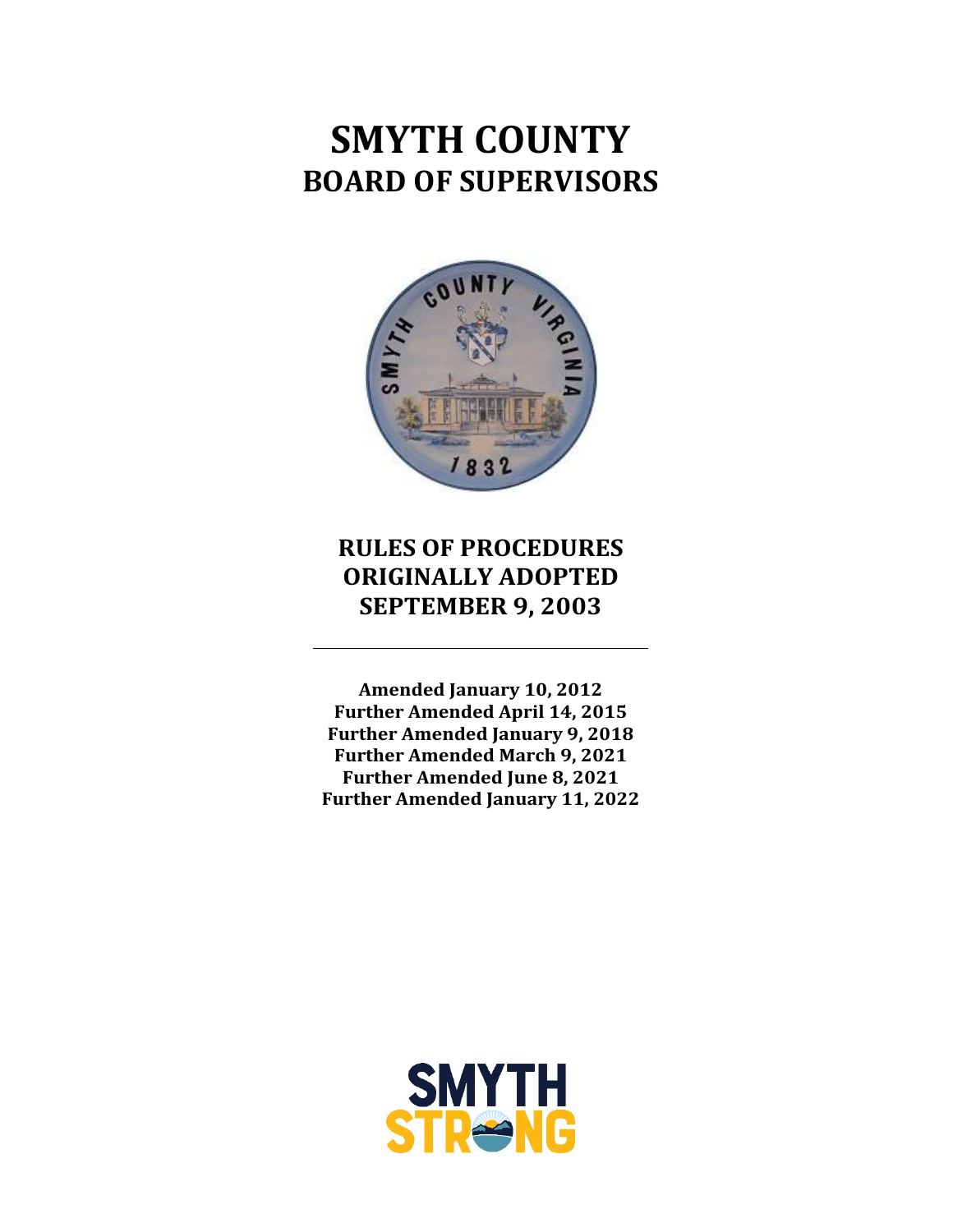# SMYTH COUNTY
## BOARD OF SUPERVISORS

## RULES OF PROCEDURES ORIGINALLY ADOPTED SEPTEMBER 9, 2003

---

**Amended January 10, 2012**
**Further Amended April 14, 2015**
**Further Amended January 9, 2018**
**Further Amended March 9, 2021**
**Further Amended June 8, 2021**
**Further Amended January 11, 2022**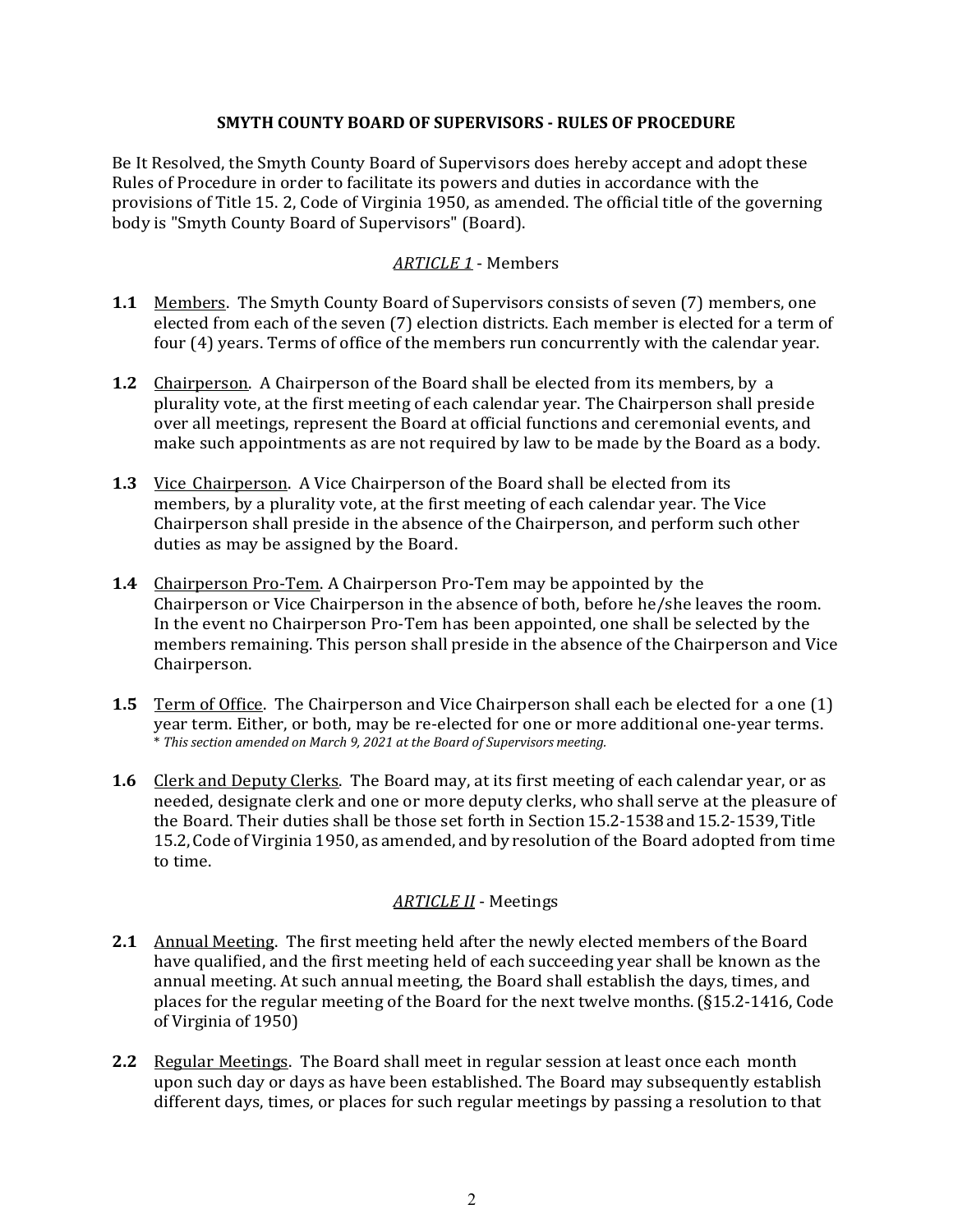# SMYTH COUNTY BOARD OF SUPERVISORS - RULES OF PROCEDURE

Be It Resolved, the Smyth County Board of Supervisors does hereby accept and adopt these Rules of Procedure in order to facilitate its powers and duties in accordance with the provisions of Title 15. 2, Code of Virginia 1950, as amended. The official title of the governing body is "Smyth County Board of Supervisors" (Board).

## *ARTICLE 1* - Members

**1.1** Members. The Smyth County Board of Supervisors consists of seven (7) members, one elected from each of the seven (7) election districts. Each member is elected for a term of four (4) years. Terms of office of the members run concurrently with the calendar year.

**1.2** Chairperson. A Chairperson of the Board shall be elected from its members, by a plurality vote, at the first meeting of each calendar year. The Chairperson shall preside over all meetings, represent the Board at official functions and ceremonial events, and make such appointments as are not required by law to be made by the Board as a body.

**1.3** Vice Chairperson. A Vice Chairperson of the Board shall be elected from its members, by a plurality vote, at the first meeting of each calendar year. The Vice Chairperson shall preside in the absence of the Chairperson, and perform such other duties as may be assigned by the Board.

**1.4** Chairperson Pro-Tem. A Chairperson Pro-Tem may be appointed by the Chairperson or Vice Chairperson in the absence of both, before he/she leaves the room. In the event no Chairperson Pro-Tem has been appointed, one shall be selected by the members remaining. This person shall preside in the absence of the Chairperson and Vice Chairperson.

**1.5** Term of Office. The Chairperson and Vice Chairperson shall each be elected for a one (1) year term. Either, or both, may be re-elected for one or more additional one-year terms.
\* *This section amended on March 9, 2021 at the Board of Supervisors meeting.*

**1.6** Clerk and Deputy Clerks. The Board may, at its first meeting of each calendar year, or as needed, designate clerk and one or more deputy clerks, who shall serve at the pleasure of the Board. Their duties shall be those set forth in Section 15.2-1538 and 15.2-1539, Title 15.2, Code of Virginia 1950, as amended, and by resolution of the Board adopted from time to time.

## *ARTICLE II* - Meetings

**2.1** Annual Meeting. The first meeting held after the newly elected members of the Board have qualified, and the first meeting held of each succeeding year shall be known as the annual meeting. At such annual meeting, the Board shall establish the days, times, and places for the regular meeting of the Board for the next twelve months. (§15.2-1416, Code of Virginia of 1950)

**2.2** Regular Meetings. The Board shall meet in regular session at least once each month upon such day or days as have been established. The Board may subsequently establish different days, times, or places for such regular meetings by passing a resolution to that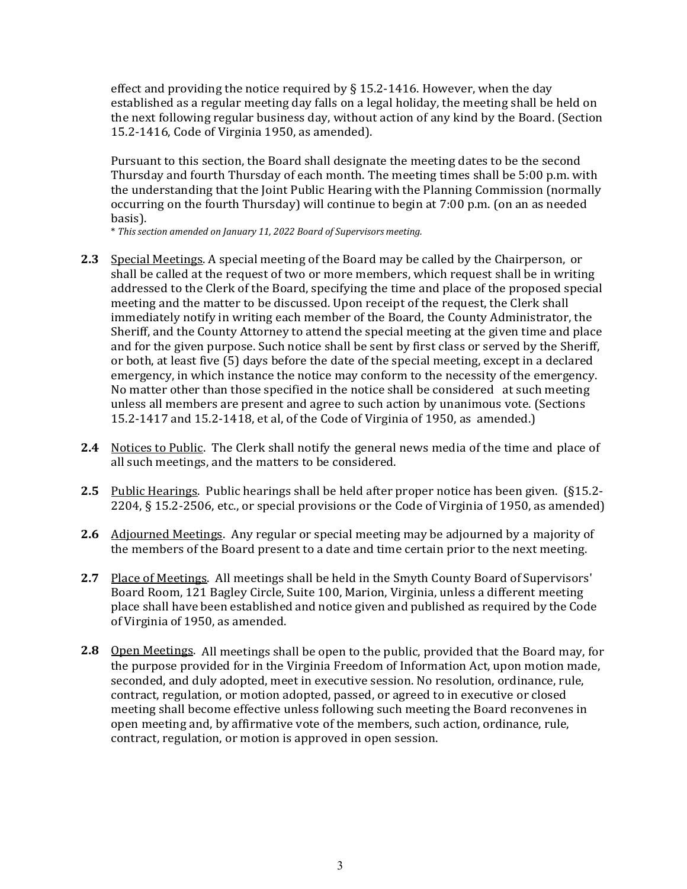effect and providing the notice required by § 15.2-1416. However, when the day established as a regular meeting day falls on a legal holiday, the meeting shall be held on the next following regular business day, without action of any kind by the Board. (Section 15.2-1416, Code of Virginia 1950, as amended).

Pursuant to this section, the Board shall designate the meeting dates to be the second Thursday and fourth Thursday of each month. The meeting times shall be 5:00 p.m. with the understanding that the Joint Public Hearing with the Planning Commission (normally occurring on the fourth Thursday) will continue to begin at 7:00 p.m. (on an as needed basis).

* *This section amended on January 11, 2022 Board of Supervisors meeting.*

**2.3** Special Meetings. A special meeting of the Board may be called by the Chairperson, or shall be called at the request of two or more members, which request shall be in writing addressed to the Clerk of the Board, specifying the time and place of the proposed special meeting and the matter to be discussed. Upon receipt of the request, the Clerk shall immediately notify in writing each member of the Board, the County Administrator, the Sheriff, and the County Attorney to attend the special meeting at the given time and place and for the given purpose. Such notice shall be sent by first class or served by the Sheriff, or both, at least five (5) days before the date of the special meeting, except in a declared emergency, in which instance the notice may conform to the necessity of the emergency. No matter other than those specified in the notice shall be considered at such meeting unless all members are present and agree to such action by unanimous vote. (Sections 15.2-1417 and 15.2-1418, et al, of the Code of Virginia of 1950, as amended.)

**2.4** Notices to Public. The Clerk shall notify the general news media of the time and place of all such meetings, and the matters to be considered.

**2.5** Public Hearings. Public hearings shall be held after proper notice has been given. (§15.2-2204, § 15.2-2506, etc., or special provisions or the Code of Virginia of 1950, as amended)

**2.6** Adjourned Meetings. Any regular or special meeting may be adjourned by a majority of the members of the Board present to a date and time certain prior to the next meeting.

**2.7** Place of Meetings. All meetings shall be held in the Smyth County Board of Supervisors' Board Room, 121 Bagley Circle, Suite 100, Marion, Virginia, unless a different meeting place shall have been established and notice given and published as required by the Code of Virginia of 1950, as amended.

**2.8** Open Meetings. All meetings shall be open to the public, provided that the Board may, for the purpose provided for in the Virginia Freedom of Information Act, upon motion made, seconded, and duly adopted, meet in executive session. No resolution, ordinance, rule, contract, regulation, or motion adopted, passed, or agreed to in executive or closed meeting shall become effective unless following such meeting the Board reconvenes in open meeting and, by affirmative vote of the members, such action, ordinance, rule, contract, regulation, or motion is approved in open session.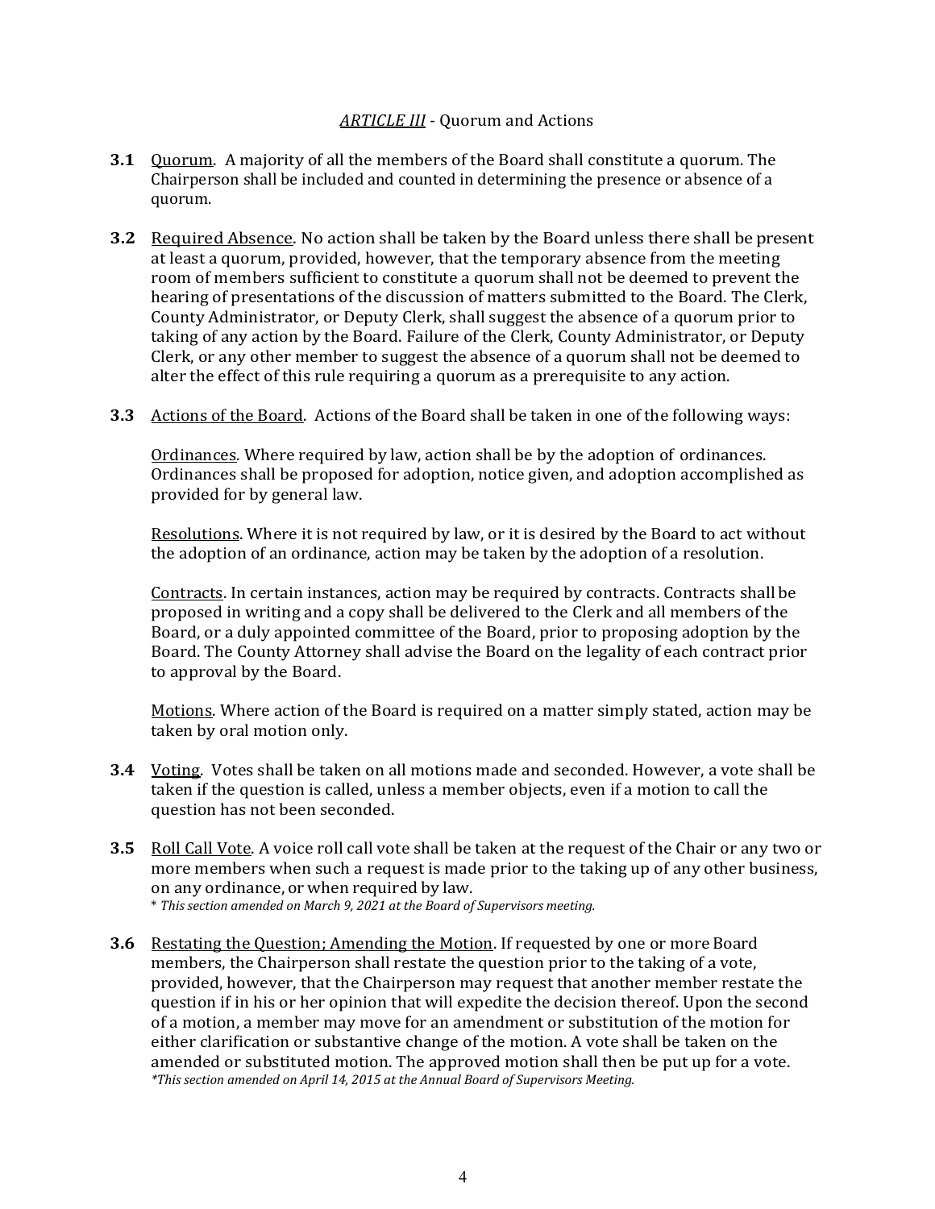## *ARTICLE III* - Quorum and Actions

**3.1** Quorum. A majority of all the members of the Board shall constitute a quorum. The Chairperson shall be included and counted in determining the presence or absence of a quorum.

**3.2** Required Absence. No action shall be taken by the Board unless there shall be present at least a quorum, provided, however, that the temporary absence from the meeting room of members sufficient to constitute a quorum shall not be deemed to prevent the hearing of presentations of the discussion of matters submitted to the Board. The Clerk, County Administrator, or Deputy Clerk, shall suggest the absence of a quorum prior to taking of any action by the Board. Failure of the Clerk, County Administrator, or Deputy Clerk, or any other member to suggest the absence of a quorum shall not be deemed to alter the effect of this rule requiring a quorum as a prerequisite to any action.

**3.3** Actions of the Board. Actions of the Board shall be taken in one of the following ways:

Ordinances. Where required by law, action shall be by the adoption of ordinances. Ordinances shall be proposed for adoption, notice given, and adoption accomplished as provided for by general law.

Resolutions. Where it is not required by law, or it is desired by the Board to act without the adoption of an ordinance, action may be taken by the adoption of a resolution.

Contracts. In certain instances, action may be required by contracts. Contracts shall be proposed in writing and a copy shall be delivered to the Clerk and all members of the Board, or a duly appointed committee of the Board, prior to proposing adoption by the Board. The County Attorney shall advise the Board on the legality of each contract prior to approval by the Board.

Motions. Where action of the Board is required on a matter simply stated, action may be taken by oral motion only.

**3.4** Voting. Votes shall be taken on all motions made and seconded. However, a vote shall be taken if the question is called, unless a member objects, even if a motion to call the question has not been seconded.

**3.5** Roll Call Vote. A voice roll call vote shall be taken at the request of the Chair or any two or more members when such a request is made prior to the taking up of any other business, on any ordinance, or when required by law.
\* *This section amended on March 9, 2021 at the Board of Supervisors meeting.*

**3.6** Restating the Question; Amending the Motion. If requested by one or more Board members, the Chairperson shall restate the question prior to the taking of a vote, provided, however, that the Chairperson may request that another member restate the question if in his or her opinion that will expedite the decision thereof. Upon the second of a motion, a member may move for an amendment or substitution of the motion for either clarification or substantive change of the motion. A vote shall be taken on the amended or substituted motion. The approved motion shall then be put up for a vote.
*\*This section amended on April 14, 2015 at the Annual Board of Supervisors Meeting.*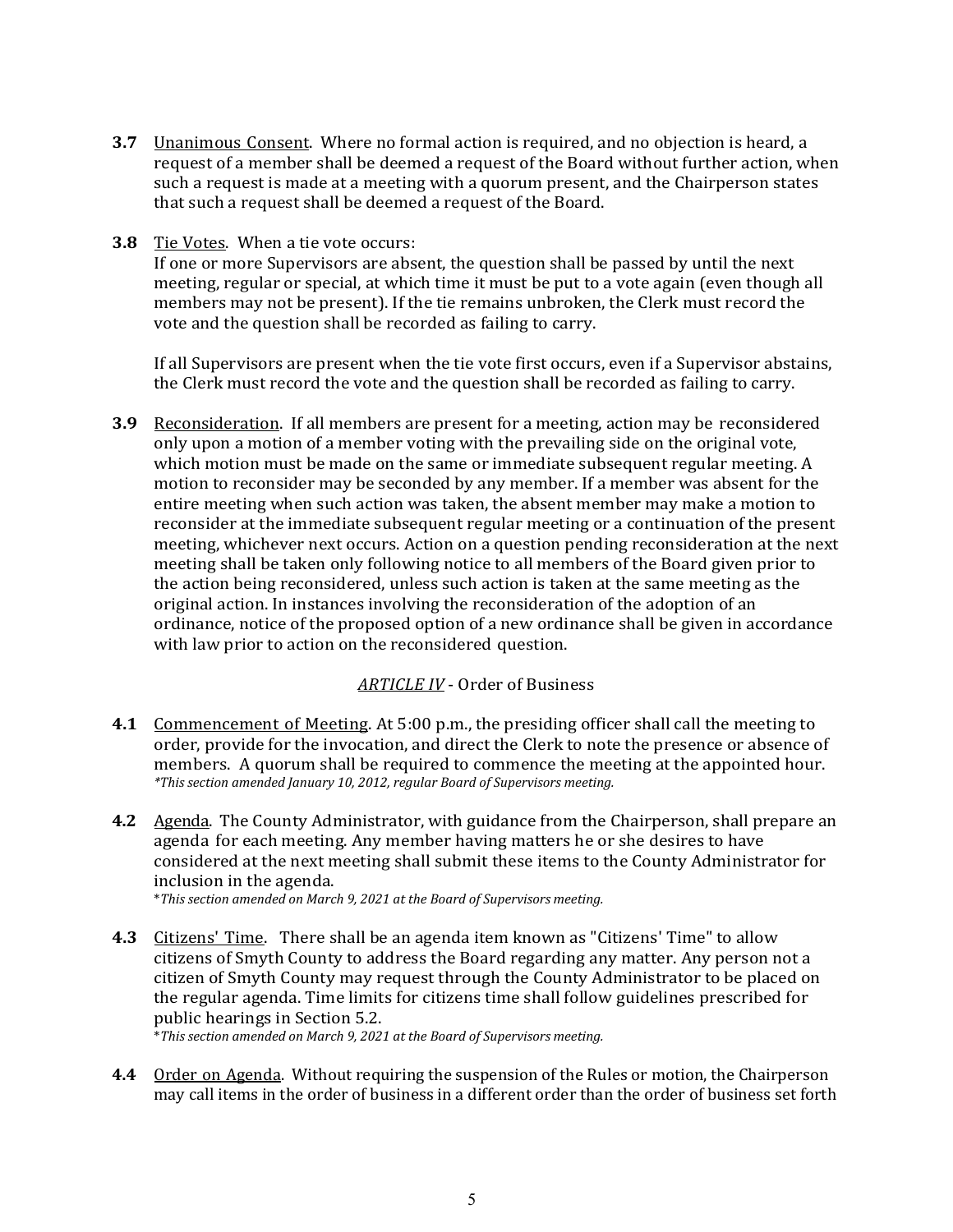**3.7** Unanimous Consent. Where no formal action is required, and no objection is heard, a request of a member shall be deemed a request of the Board without further action, when such a request is made at a meeting with a quorum present, and the Chairperson states that such a request shall be deemed a request of the Board.

**3.8** Tie Votes. When a tie vote occurs:
If one or more Supervisors are absent, the question shall be passed by until the next meeting, regular or special, at which time it must be put to a vote again (even though all members may not be present). If the tie remains unbroken, the Clerk must record the vote and the question shall be recorded as failing to carry.

If all Supervisors are present when the tie vote first occurs, even if a Supervisor abstains, the Clerk must record the vote and the question shall be recorded as failing to carry.

**3.9** Reconsideration. If all members are present for a meeting, action may be reconsidered only upon a motion of a member voting with the prevailing side on the original vote, which motion must be made on the same or immediate subsequent regular meeting. A motion to reconsider may be seconded by any member. If a member was absent for the entire meeting when such action was taken, the absent member may make a motion to reconsider at the immediate subsequent regular meeting or a continuation of the present meeting, whichever next occurs. Action on a question pending reconsideration at the next meeting shall be taken only following notice to all members of the Board given prior to the action being reconsidered, unless such action is taken at the same meeting as the original action. In instances involving the reconsideration of the adoption of an ordinance, notice of the proposed option of a new ordinance shall be given in accordance with law prior to action on the reconsidered question.

## *ARTICLE IV* - Order of Business

**4.1** Commencement of Meeting. At 5:00 p.m., the presiding officer shall call the meeting to order, provide for the invocation, and direct the Clerk to note the presence or absence of members. A quorum shall be required to commence the meeting at the appointed hour.
*\*This section amended January 10, 2012, regular Board of Supervisors meeting.*

**4.2** Agenda. The County Administrator, with guidance from the Chairperson, shall prepare an agenda for each meeting. Any member having matters he or she desires to have considered at the next meeting shall submit these items to the County Administrator for inclusion in the agenda.
\**This section amended on March 9, 2021 at the Board of Supervisors meeting.*

**4.3** Citizens' Time. There shall be an agenda item known as "Citizens' Time" to allow citizens of Smyth County to address the Board regarding any matter. Any person not a citizen of Smyth County may request through the County Administrator to be placed on the regular agenda. Time limits for citizens time shall follow guidelines prescribed for public hearings in Section 5.2.
\**This section amended on March 9, 2021 at the Board of Supervisors meeting.*

**4.4** Order on Agenda. Without requiring the suspension of the Rules or motion, the Chairperson may call items in the order of business in a different order than the order of business set forth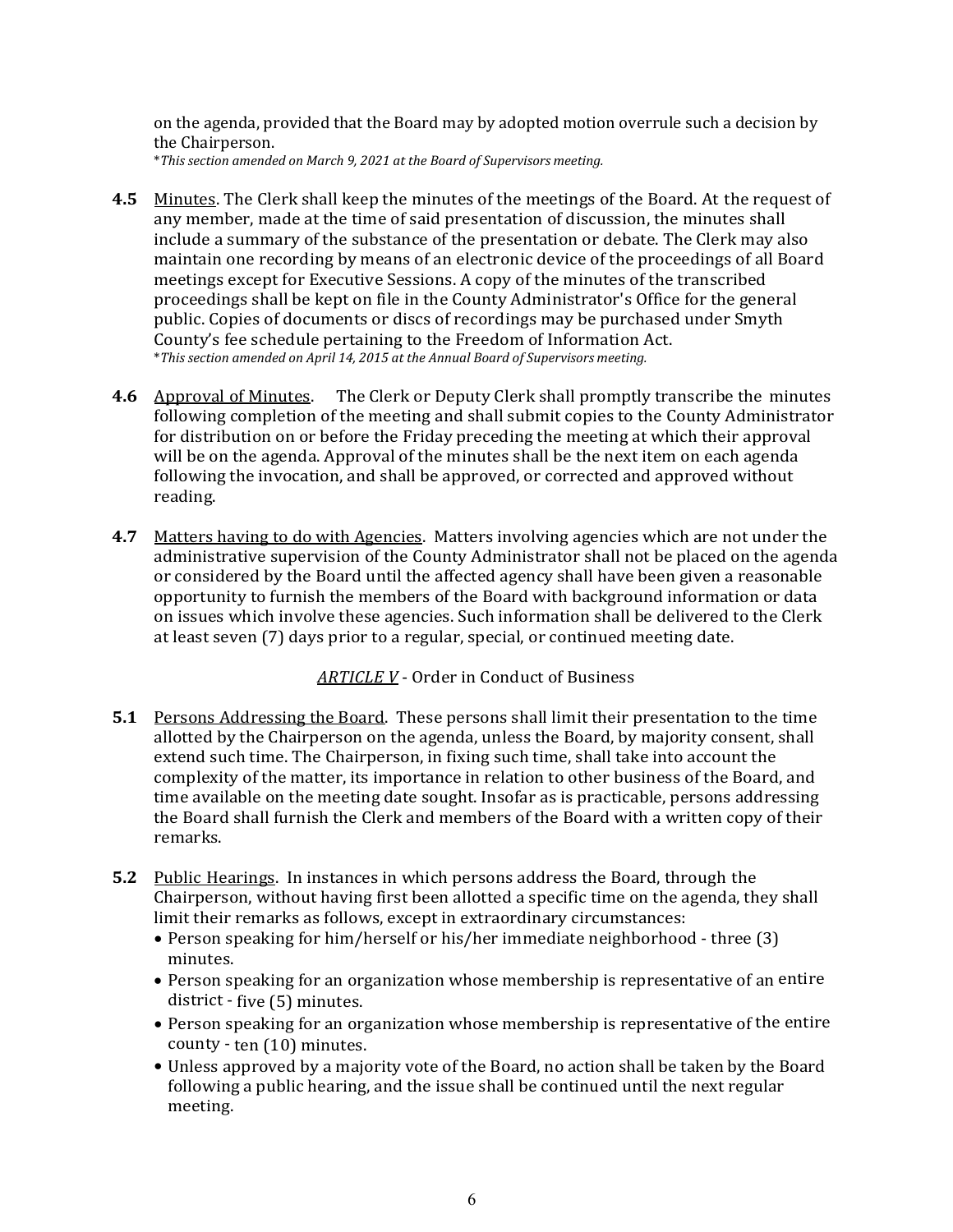on the agenda, provided that the Board may by adopted motion overrule such a decision by the Chairperson.
**This section amended on March 9, 2021 at the Board of Supervisors meeting.*

**4.5** Minutes. The Clerk shall keep the minutes of the meetings of the Board. At the request of any member, made at the time of said presentation of discussion, the minutes shall include a summary of the substance of the presentation or debate. The Clerk may also maintain one recording by means of an electronic device of the proceedings of all Board meetings except for Executive Sessions. A copy of the minutes of the transcribed proceedings shall be kept on file in the County Administrator's Office for the general public. Copies of documents or discs of recordings may be purchased under Smyth County's fee schedule pertaining to the Freedom of Information Act.
**This section amended on April 14, 2015 at the Annual Board of Supervisors meeting.*

**4.6** Approval of Minutes. The Clerk or Deputy Clerk shall promptly transcribe the minutes following completion of the meeting and shall submit copies to the County Administrator for distribution on or before the Friday preceding the meeting at which their approval will be on the agenda. Approval of the minutes shall be the next item on each agenda following the invocation, and shall be approved, or corrected and approved without reading.

**4.7** Matters having to do with Agencies. Matters involving agencies which are not under the administrative supervision of the County Administrator shall not be placed on the agenda or considered by the Board until the affected agency shall have been given a reasonable opportunity to furnish the members of the Board with background information or data on issues which involve these agencies. Such information shall be delivered to the Clerk at least seven (7) days prior to a regular, special, or continued meeting date.

## *ARTICLE V* - Order in Conduct of Business

**5.1** Persons Addressing the Board. These persons shall limit their presentation to the time allotted by the Chairperson on the agenda, unless the Board, by majority consent, shall extend such time. The Chairperson, in fixing such time, shall take into account the complexity of the matter, its importance in relation to other business of the Board, and time available on the meeting date sought. Insofar as is practicable, persons addressing the Board shall furnish the Clerk and members of the Board with a written copy of their remarks.

**5.2** Public Hearings. In instances in which persons address the Board, through the Chairperson, without having first been allotted a specific time on the agenda, they shall limit their remarks as follows, except in extraordinary circumstances:

- Person speaking for him/herself or his/her immediate neighborhood - three (3) minutes.
- Person speaking for an organization whose membership is representative of an entire district - five (5) minutes.
- Person speaking for an organization whose membership is representative of the entire county - ten (10) minutes.
- Unless approved by a majority vote of the Board, no action shall be taken by the Board following a public hearing, and the issue shall be continued until the next regular meeting.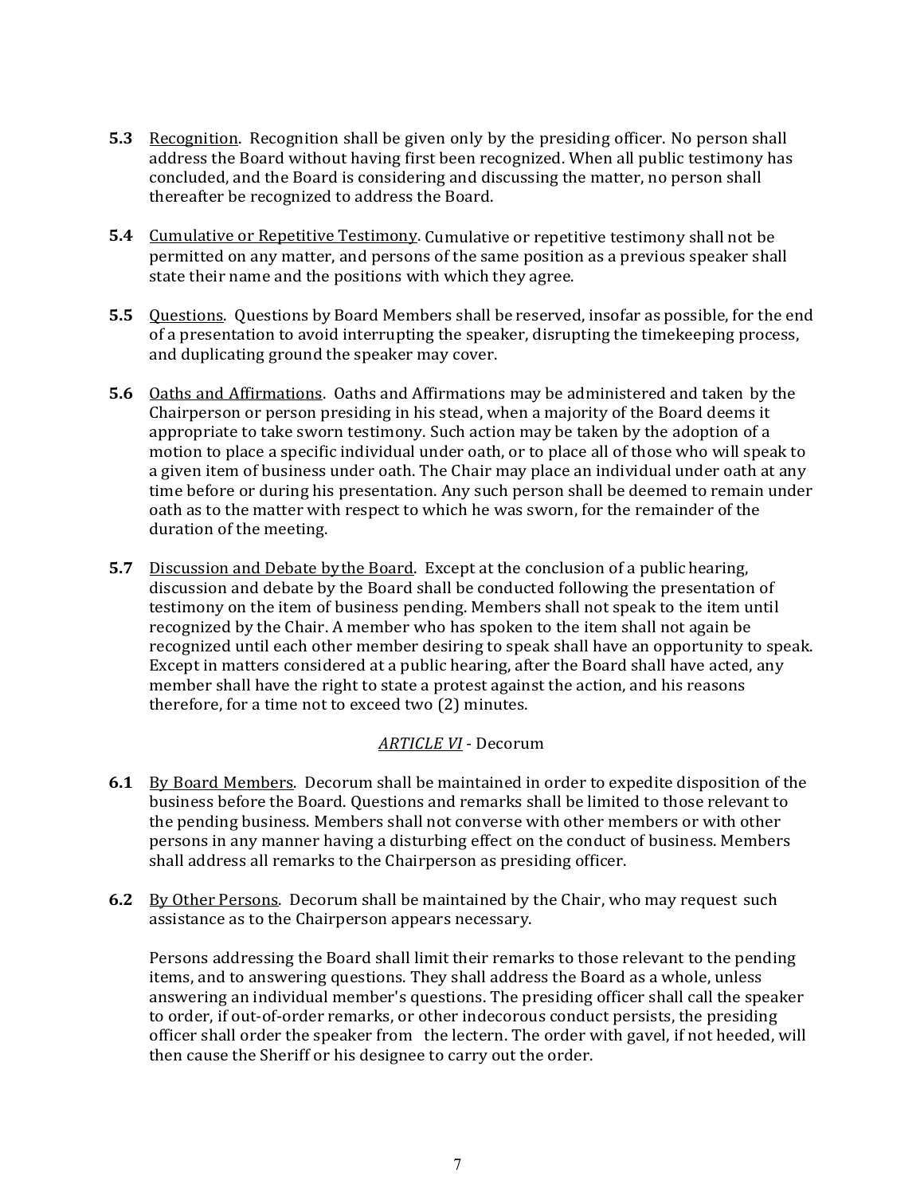**5.3** Recognition. Recognition shall be given only by the presiding officer. No person shall address the Board without having first been recognized. When all public testimony has concluded, and the Board is considering and discussing the matter, no person shall thereafter be recognized to address the Board.

**5.4** Cumulative or Repetitive Testimony. Cumulative or repetitive testimony shall not be permitted on any matter, and persons of the same position as a previous speaker shall state their name and the positions with which they agree.

**5.5** Questions. Questions by Board Members shall be reserved, insofar as possible, for the end of a presentation to avoid interrupting the speaker, disrupting the timekeeping process, and duplicating ground the speaker may cover.

**5.6** Oaths and Affirmations. Oaths and Affirmations may be administered and taken by the Chairperson or person presiding in his stead, when a majority of the Board deems it appropriate to take sworn testimony. Such action may be taken by the adoption of a motion to place a specific individual under oath, or to place all of those who will speak to a given item of business under oath. The Chair may place an individual under oath at any time before or during his presentation. Any such person shall be deemed to remain under oath as to the matter with respect to which he was sworn, for the remainder of the duration of the meeting.

**5.7** Discussion and Debate by the Board. Except at the conclusion of a public hearing, discussion and debate by the Board shall be conducted following the presentation of testimony on the item of business pending. Members shall not speak to the item until recognized by the Chair. A member who has spoken to the item shall not again be recognized until each other member desiring to speak shall have an opportunity to speak. Except in matters considered at a public hearing, after the Board shall have acted, any member shall have the right to state a protest against the action, and his reasons therefore, for a time not to exceed two (2) minutes.

## *ARTICLE VI* - Decorum

**6.1** By Board Members. Decorum shall be maintained in order to expedite disposition of the business before the Board. Questions and remarks shall be limited to those relevant to the pending business. Members shall not converse with other members or with other persons in any manner having a disturbing effect on the conduct of business. Members shall address all remarks to the Chairperson as presiding officer.

**6.2** By Other Persons. Decorum shall be maintained by the Chair, who may request such assistance as to the Chairperson appears necessary.

Persons addressing the Board shall limit their remarks to those relevant to the pending items, and to answering questions. They shall address the Board as a whole, unless answering an individual member's questions. The presiding officer shall call the speaker to order, if out-of-order remarks, or other indecorous conduct persists, the presiding officer shall order the speaker from the lectern. The order with gavel, if not heeded, will then cause the Sheriff or his designee to carry out the order.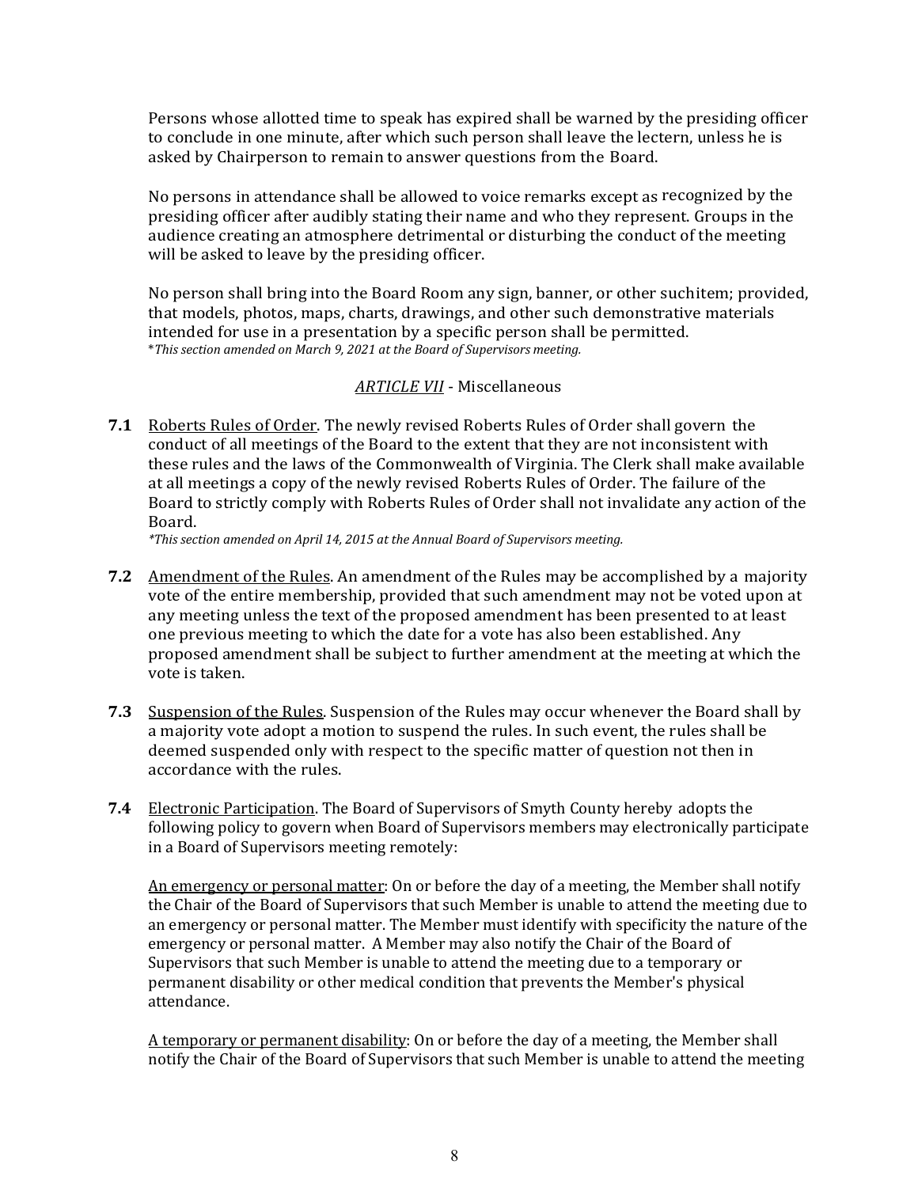Persons whose allotted time to speak has expired shall be warned by the presiding officer to conclude in one minute, after which such person shall leave the lectern, unless he is asked by Chairperson to remain to answer questions from the Board.

No persons in attendance shall be allowed to voice remarks except as recognized by the presiding officer after audibly stating their name and who they represent. Groups in the audience creating an atmosphere detrimental or disturbing the conduct of the meeting will be asked to leave by the presiding officer.

No person shall bring into the Board Room any sign, banner, or other suchitem; provided, that models, photos, maps, charts, drawings, and other such demonstrative materials intended for use in a presentation by a specific person shall be permitted.
**This section amended on March 9, 2021 at the Board of Supervisors meeting.*

## *ARTICLE VII* - Miscellaneous

**7.1** Roberts Rules of Order. The newly revised Roberts Rules of Order shall govern the conduct of all meetings of the Board to the extent that they are not inconsistent with these rules and the laws of the Commonwealth of Virginia. The Clerk shall make available at all meetings a copy of the newly revised Roberts Rules of Order. The failure of the Board to strictly comply with Roberts Rules of Order shall not invalidate any action of the Board.
**This section amended on April 14, 2015 at the Annual Board of Supervisors meeting.*

**7.2** Amendment of the Rules. An amendment of the Rules may be accomplished by a majority vote of the entire membership, provided that such amendment may not be voted upon at any meeting unless the text of the proposed amendment has been presented to at least one previous meeting to which the date for a vote has also been established. Any proposed amendment shall be subject to further amendment at the meeting at which the vote is taken.

**7.3** Suspension of the Rules. Suspension of the Rules may occur whenever the Board shall by a majority vote adopt a motion to suspend the rules. In such event, the rules shall be deemed suspended only with respect to the specific matter of question not then in accordance with the rules.

**7.4** Electronic Participation. The Board of Supervisors of Smyth County hereby adopts the following policy to govern when Board of Supervisors members may electronically participate in a Board of Supervisors meeting remotely:

An emergency or personal matter: On or before the day of a meeting, the Member shall notify the Chair of the Board of Supervisors that such Member is unable to attend the meeting due to an emergency or personal matter. The Member must identify with specificity the nature of the emergency or personal matter. A Member may also notify the Chair of the Board of Supervisors that such Member is unable to attend the meeting due to a temporary or permanent disability or other medical condition that prevents the Member's physical attendance.

A temporary or permanent disability: On or before the day of a meeting, the Member shall notify the Chair of the Board of Supervisors that such Member is unable to attend the meeting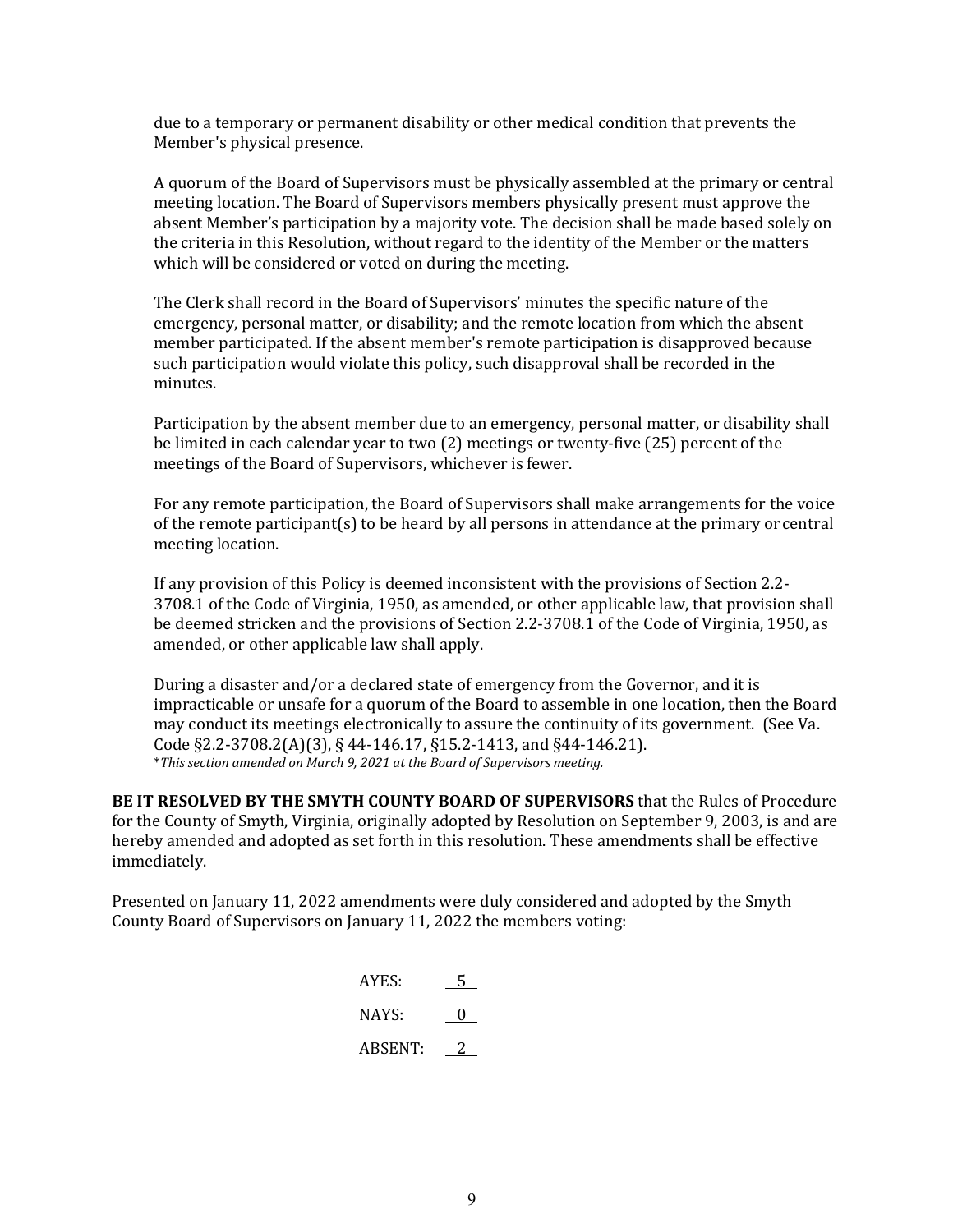due to a temporary or permanent disability or other medical condition that prevents the Member's physical presence.

A quorum of the Board of Supervisors must be physically assembled at the primary or central meeting location. The Board of Supervisors members physically present must approve the absent Member's participation by a majority vote. The decision shall be made based solely on the criteria in this Resolution, without regard to the identity of the Member or the matters which will be considered or voted on during the meeting.

The Clerk shall record in the Board of Supervisors' minutes the specific nature of the emergency, personal matter, or disability; and the remote location from which the absent member participated. If the absent member's remote participation is disapproved because such participation would violate this policy, such disapproval shall be recorded in the minutes.

Participation by the absent member due to an emergency, personal matter, or disability shall be limited in each calendar year to two (2) meetings or twenty-five (25) percent of the meetings of the Board of Supervisors, whichever is fewer.

For any remote participation, the Board of Supervisors shall make arrangements for the voice of the remote participant(s) to be heard by all persons in attendance at the primary or central meeting location.

If any provision of this Policy is deemed inconsistent with the provisions of Section 2.2-3708.1 of the Code of Virginia, 1950, as amended, or other applicable law, that provision shall be deemed stricken and the provisions of Section 2.2-3708.1 of the Code of Virginia, 1950, as amended, or other applicable law shall apply.

During a disaster and/or a declared state of emergency from the Governor, and it is impracticable or unsafe for a quorum of the Board to assemble in one location, then the Board may conduct its meetings electronically to assure the continuity of its government. (See Va. Code §2.2-3708.2(A)(3), § 44-146.17, §15.2-1413, and §44-146.21).
*\*This section amended on March 9, 2021 at the Board of Supervisors meeting.*

**BE IT RESOLVED BY THE SMYTH COUNTY BOARD OF SUPERVISORS** that the Rules of Procedure for the County of Smyth, Virginia, originally adopted by Resolution on September 9, 2003, is and are hereby amended and adopted as set forth in this resolution. These amendments shall be effective immediately.

Presented on January 11, 2022 amendments were duly considered and adopted by the Smyth County Board of Supervisors on January 11, 2022 the members voting:

AYES: 5

NAYS: 0

ABSENT: 2